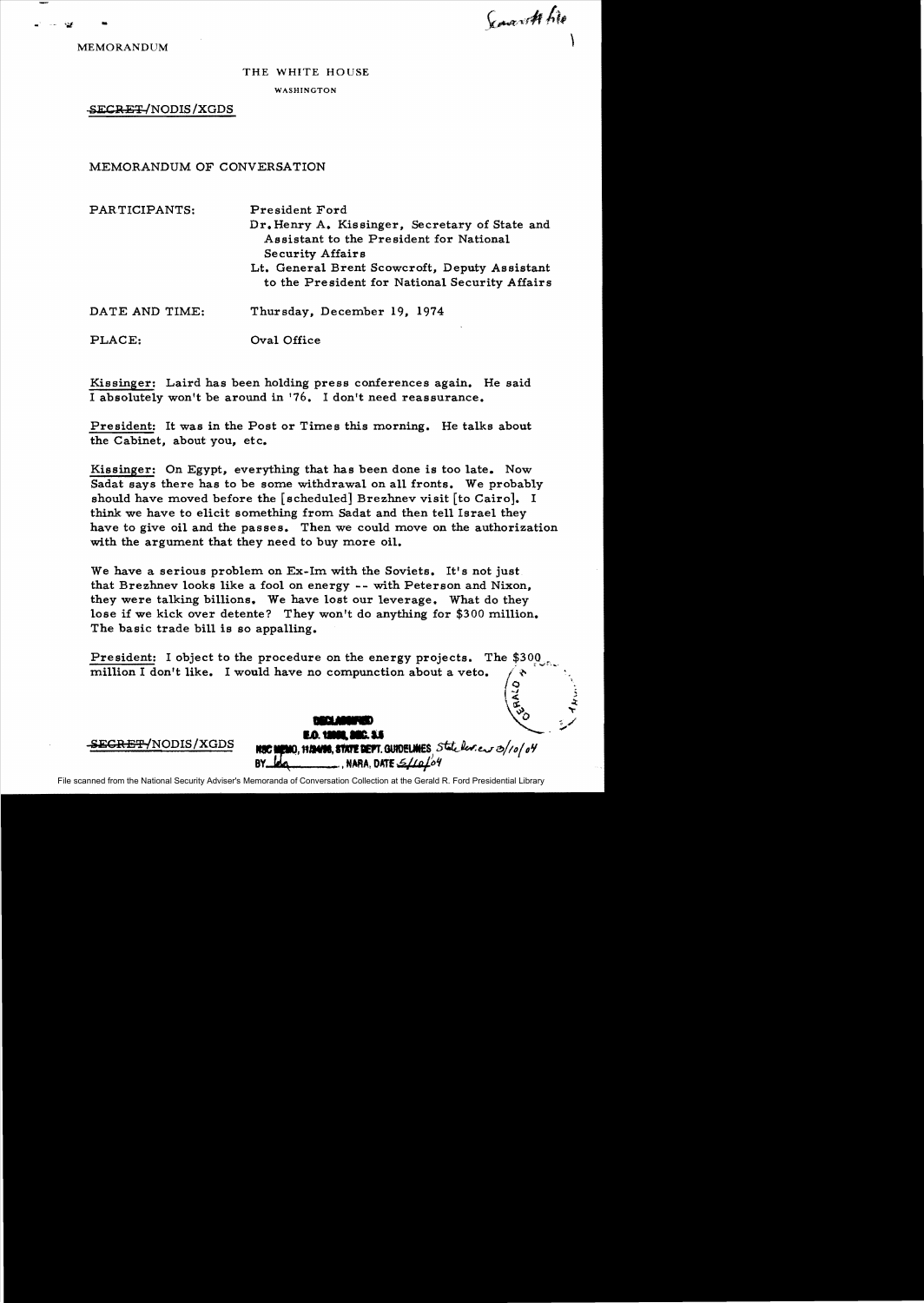Scowcroft file

MEMORANDUM

THE WHITE HOUSE

WASHINGTON

~~SECRET~~/NODIS/XGDS

MEMORANDUM OF CONVERSATION

PARTICIPANTS: President Ford
Dr. Henry A. Kissinger, Secretary of State and Assistant to the President for National Security Affairs
Lt. General Brent Scowcroft, Deputy Assistant to the President for National Security Affairs

DATE AND TIME: Thursday, December 19, 1974

PLACE: Oval Office

Kissinger: Laird has been holding press conferences again. He said I absolutely won't be around in '76. I don't need reassurance.

President: It was in the Post or Times this morning. He talks about the Cabinet, about you, etc.

Kissinger: On Egypt, everything that has been done is too late. Now Sadat says there has to be some withdrawal on all fronts. We probably should have moved before the [scheduled] Brezhnev visit [to Cairo]. I think we have to elicit something from Sadat and then tell Israel they have to give oil and the passes. Then we could move on the authorization with the argument that they need to buy more oil.

We have a serious problem on Ex-Im with the Soviets. It's not just that Brezhnev looks like a fool on energy -- with Peterson and Nixon, they were talking billions. We have lost our leverage. What do they lose if we kick over detente? They won't do anything for $300 million. The basic trade bill is so appalling.

President: I object to the procedure on the energy projects. The $300 million I don't like. I would have no compunction about a veto.

~~SECRET~~/NODIS/XGDS

DECLASSIFIED
E.O. 12958, SEC. 3.5
NSC MEMO, 11/24/98, STATE DEPT. GUIDELINES State Rev. 3/10/04
BY [initials], NARA, DATE 5/10/04

File scanned from the National Security Adviser's Memoranda of Conversation Collection at the Gerald R. Ford Presidential Library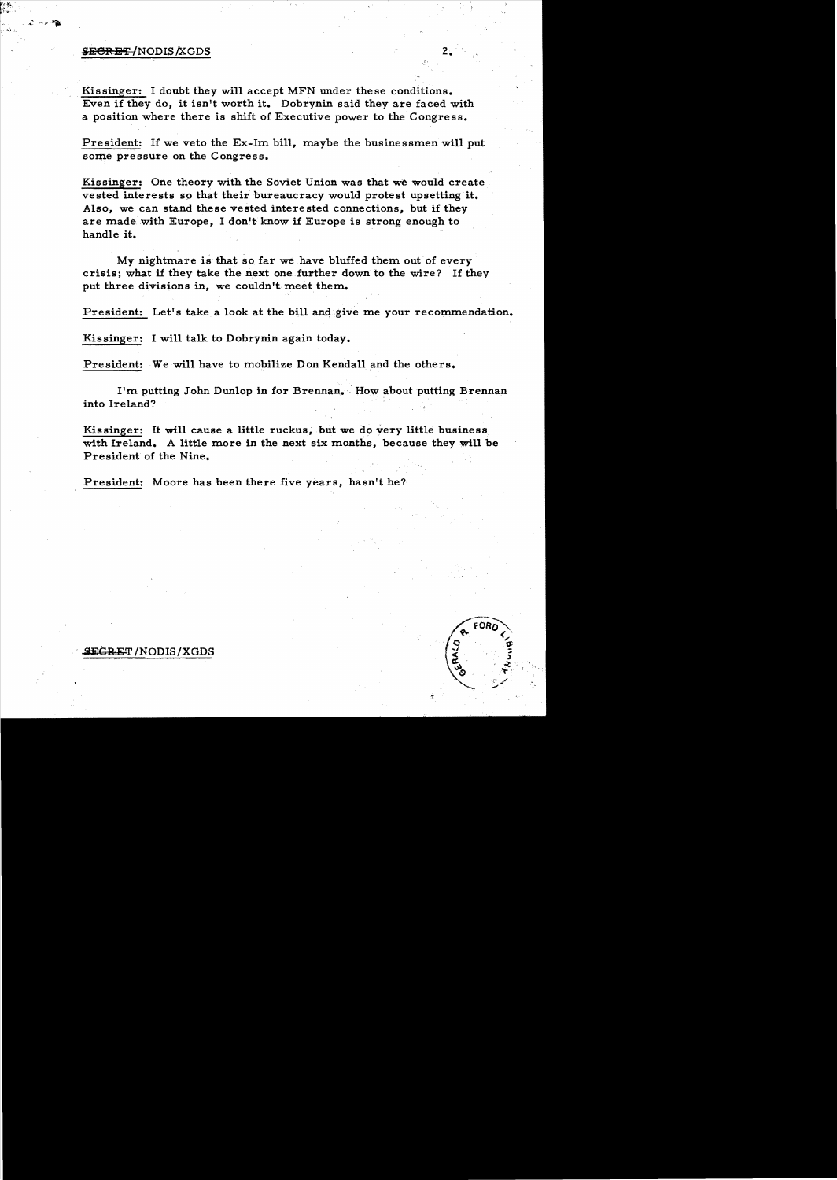Kissinger: I doubt they will accept MFN under these conditions. Even if they do, it isn't worth it. Dobrynin said they are faced with a position where there is shift of Executive power to the Congress.

President: If we veto the Ex-Im bill, maybe the businessmen will put some pressure on the Congress.

Kissinger: One theory with the Soviet Union was that we would create vested interests so that their bureaucracy would protest upsetting it. Also, we can stand these vested interested connections, but if they are made with Europe, I don't know if Europe is strong enough to handle it.

My nightmare is that so far we have bluffed them out of every crisis; what if they take the next one further down to the wire? If they put three divisions in, we couldn't meet them.

President: Let's take a look at the bill and give me your recommendation.

Kissinger: I will talk to Dobrynin again today.

President: We will have to mobilize Don Kendall and the others.

I'm putting John Dunlop in for Brennan. How about putting Brennan into Ireland?

Kissinger: It will cause a little ruckus, but we do very little business with Ireland. A little more in the next six months, because they will be President of the Nine.

President: Moore has been there five years, hasn't he?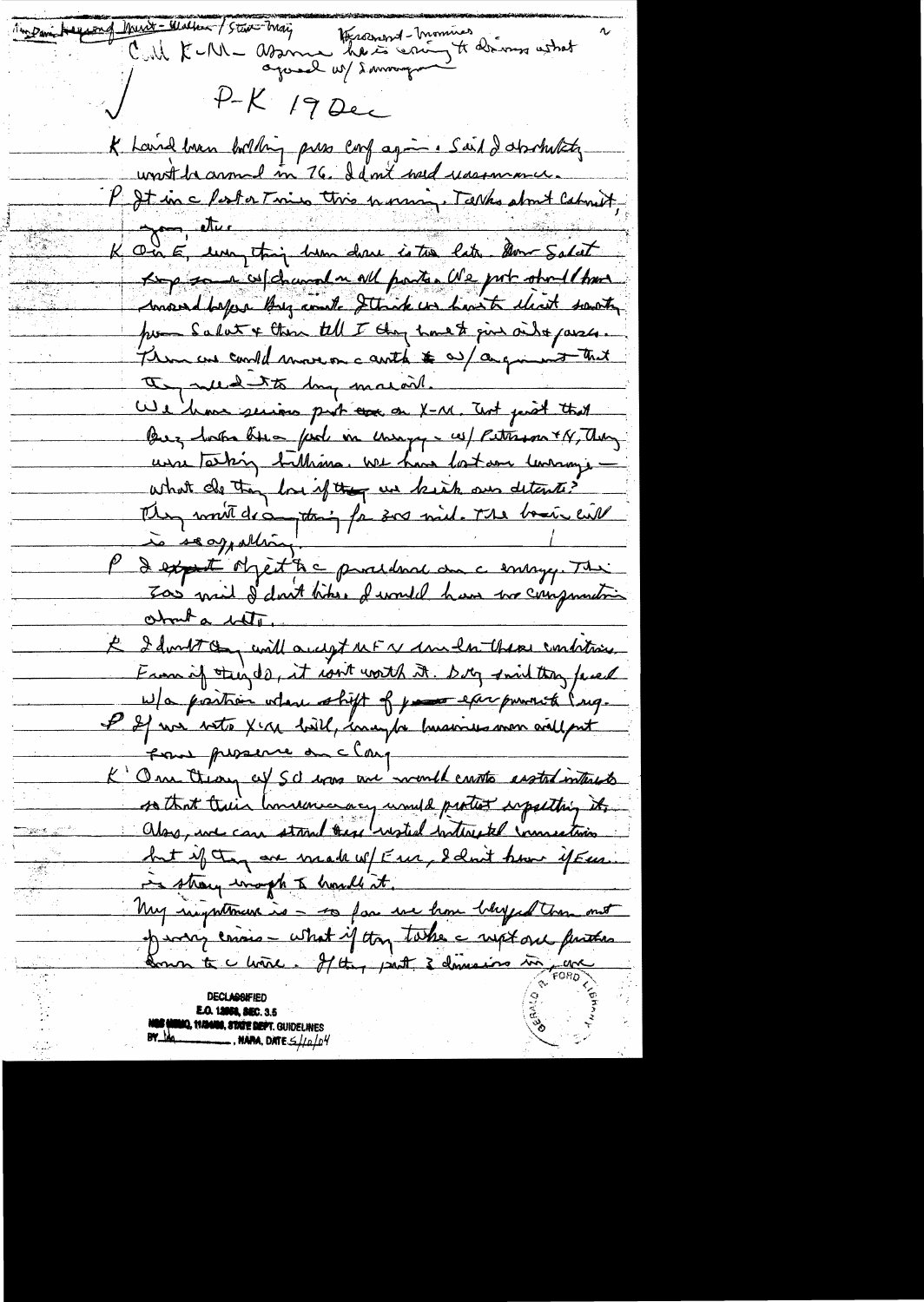Indian Ocean/Mid-East/Sinai/Straits — Brosio — Warsaw — Maritime — Hormuz — Congress

Call K-M — assume he is saying the same as what agreed w/ Sonnenfeldt

P-K 19 Dec

K Laird has been holding press conf again. Said I absolutely won't be around in 76. I don't need reassurance.

P It in a Post or Times this morning. Talks about Cabinet, you, etc.

K On E, everything has been done is too late. Now Sadat keeps saying w/ channel on all parties. We just should have moved before they could. I think we have to elicit something from Sadat & then tell I they have to give withdrawal & passes. Then we could move on a 3rd with w/ argument that they need it to buy more oil.

We have serious prob on X-M. Not just that Brezhnev lost face in Congress w/ Peterson & N, they were talking billions. We have lost our leverage — what do they lose if they are kick our detente? They won't do anything for 300 mil. The basic evil is soap, altering

P I expect object to a procedure on c emergency. The 300 mil I don't like. I would have no compunction about a veto.

K I don't they will accept MFN under these conditions. Even if they do, it isn't worth it. Dobrynin said they faced w/a position where shift of power after purported Congr.

P If we veto X-M bill, maybe business men will put some pressure on c Cong

K One theory of SU was we would create vested interests so that their bureaucracy would protect upsetting it. Also, we can stand these vested interested connections but if they are made w/Eur, I don't know if Eur is strong enough to handle it.

My impression is — so far we have helped them out of every crisis — what if they take a right and push down to c wire. If they put 3 divisions in, we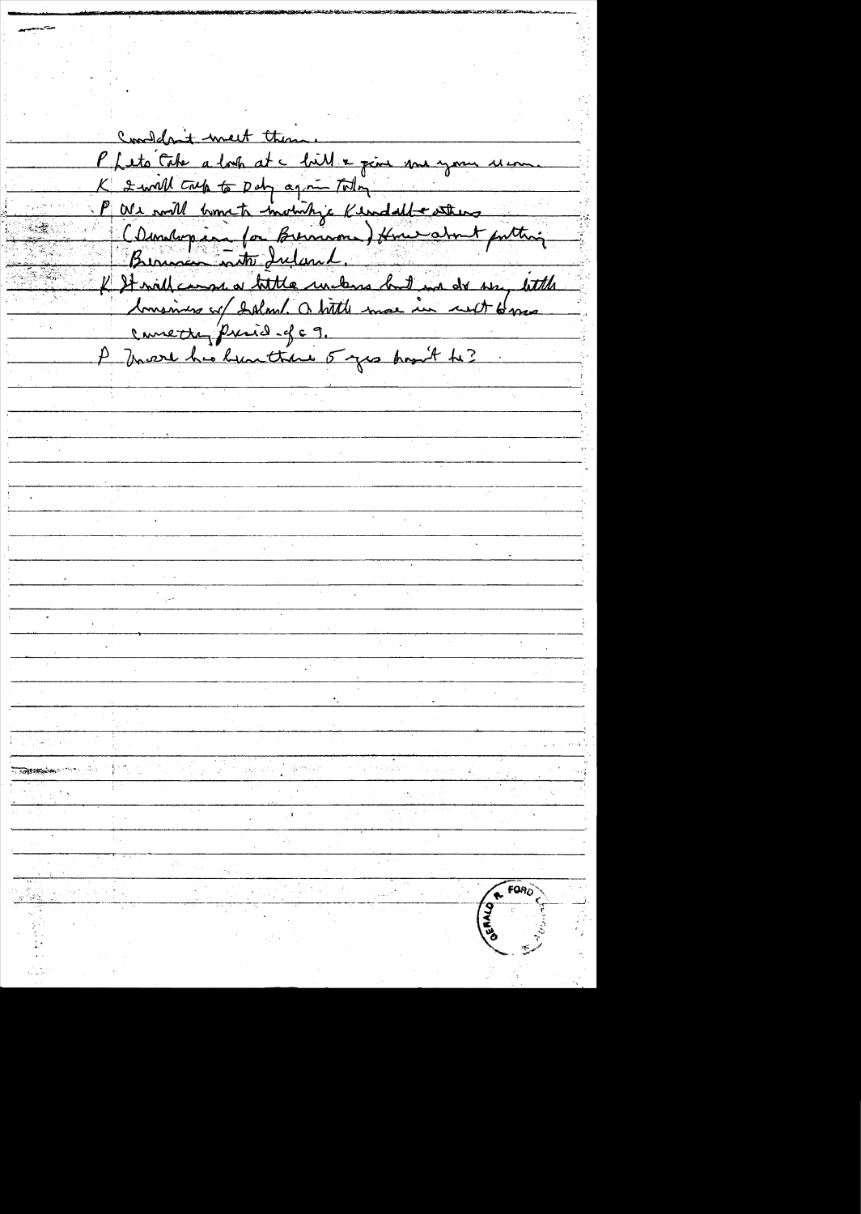Couldn't meet them.

P Lets take a look at c bill & give me your recom.

K I will talk to Daly again today

P We will have to work/c Kendall & others (Dunlop in for Brennan) How about putting Brennan into Ireland.

K It will cause a little ruckus but we do very little business w/ Ireland. A little more in what b/mo concerning Presid. of c 9.

P Moore has been there 5 yrs hasn't he?